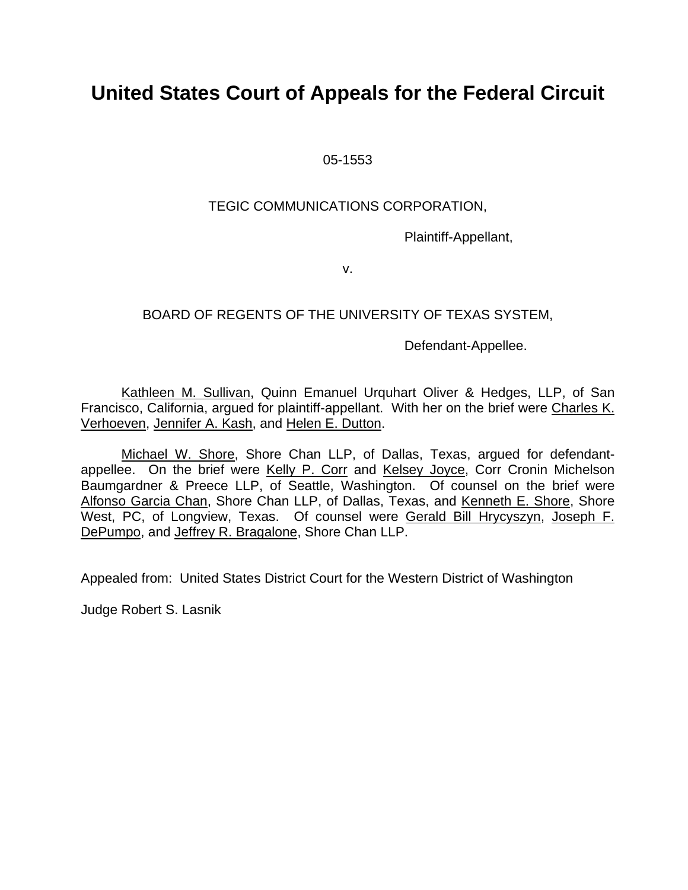# United States Court of Appeals for the Federal Circuit

05-1553

TEGIC COMMUNICATIONS CORPORATION,

Plaintiff-Appellant,

v.

BOARD OF REGENTS OF THE UNIVERSITY OF TEXAS SYSTEM,

Defendant-Appellee.

Kathleen M. Sullivan, Quinn Emanuel Urquhart Oliver & Hedges, LLP, of San Francisco, California, argued for plaintiff-appellant. With her on the brief were Charles K. Verhoeven, Jennifer A. Kash, and Helen E. Dutton.

Michael W. Shore, Shore Chan LLP, of Dallas, Texas, argued for defendant-appellee. On the brief were Kelly P. Corr and Kelsey Joyce, Corr Cronin Michelson Baumgardner & Preece LLP, of Seattle, Washington. Of counsel on the brief were Alfonso Garcia Chan, Shore Chan LLP, of Dallas, Texas, and Kenneth E. Shore, Shore West, PC, of Longview, Texas. Of counsel were Gerald Bill Hrycyszyn, Joseph F. DePumpo, and Jeffrey R. Bragalone, Shore Chan LLP.

Appealed from: United States District Court for the Western District of Washington

Judge Robert S. Lasnik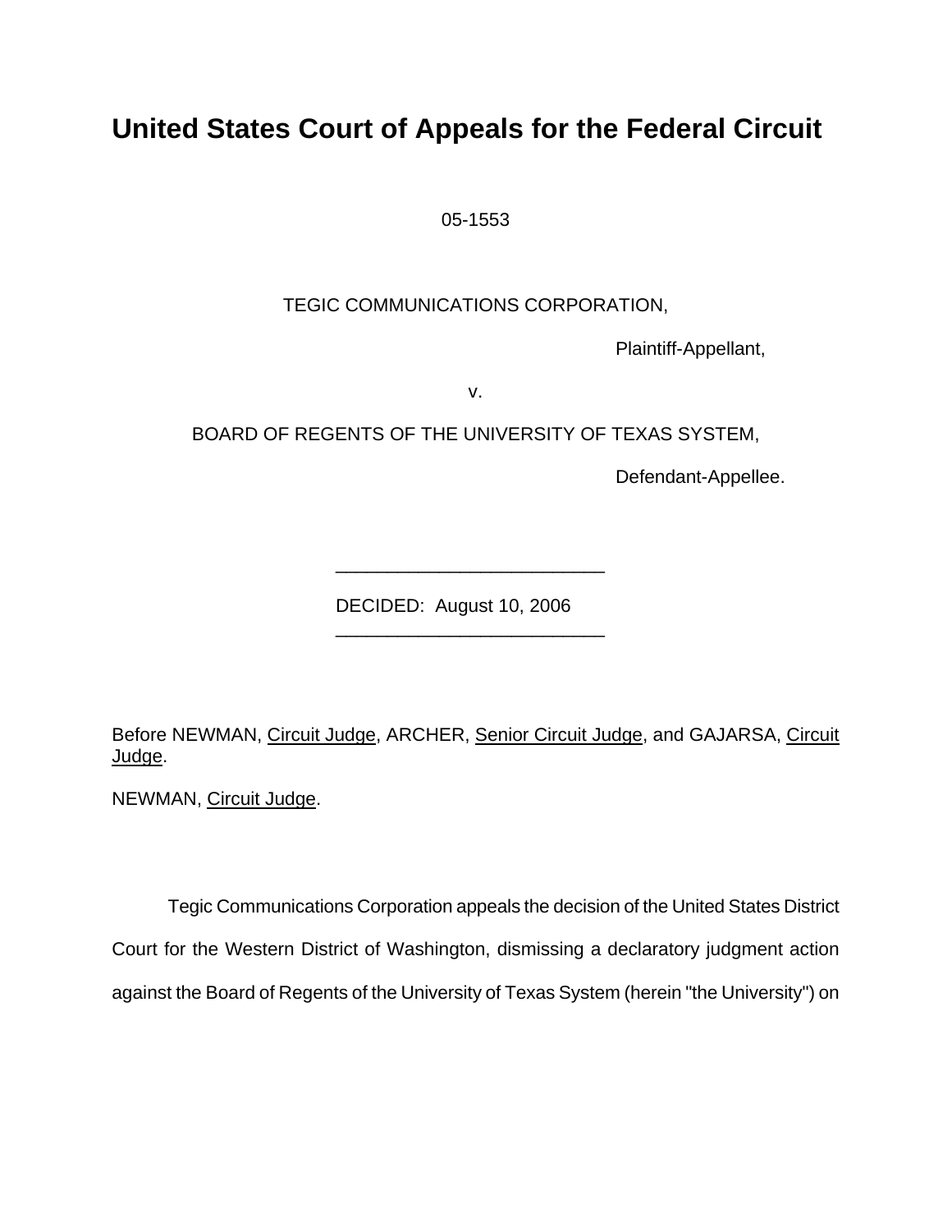# United States Court of Appeals for the Federal Circuit

05-1553

TEGIC COMMUNICATIONS CORPORATION,

Plaintiff-Appellant,

v.

BOARD OF REGENTS OF THE UNIVERSITY OF TEXAS SYSTEM,

Defendant-Appellee.

---

DECIDED: August 10, 2006

---

Before NEWMAN, Circuit Judge, ARCHER, Senior Circuit Judge, and GAJARSA, Circuit Judge.

NEWMAN, Circuit Judge.

Tegic Communications Corporation appeals the decision of the United States District Court for the Western District of Washington, dismissing a declaratory judgment action against the Board of Regents of the University of Texas System (herein "the University") on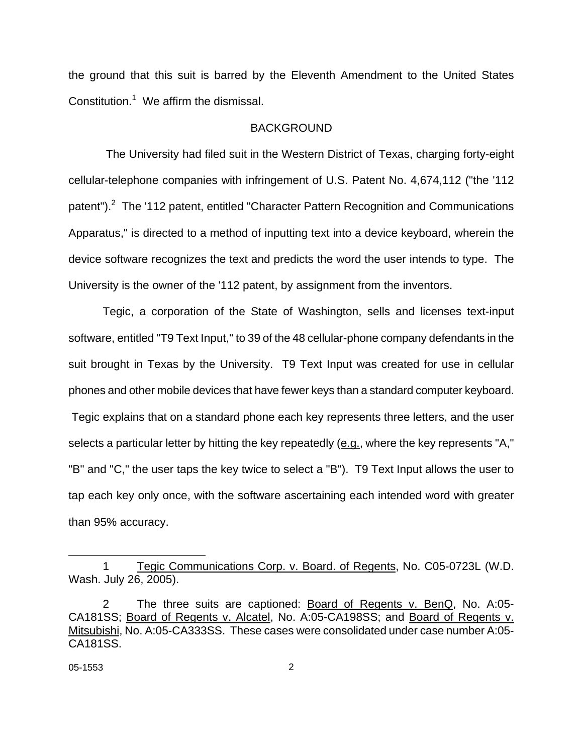the ground that this suit is barred by the Eleventh Amendment to the United States Constitution.[1] We affirm the dismissal.

## BACKGROUND

The University had filed suit in the Western District of Texas, charging forty-eight cellular-telephone companies with infringement of U.S. Patent No. 4,674,112 ("the '112 patent").[2] The '112 patent, entitled "Character Pattern Recognition and Communications Apparatus," is directed to a method of inputting text into a device keyboard, wherein the device software recognizes the text and predicts the word the user intends to type. The University is the owner of the '112 patent, by assignment from the inventors.

Tegic, a corporation of the State of Washington, sells and licenses text-input software, entitled "T9 Text Input," to 39 of the 48 cellular-phone company defendants in the suit brought in Texas by the University. T9 Text Input was created for use in cellular phones and other mobile devices that have fewer keys than a standard computer keyboard. Tegic explains that on a standard phone each key represents three letters, and the user selects a particular letter by hitting the key repeatedly (e.g., where the key represents "A," "B" and "C," the user taps the key twice to select a "B"). T9 Text Input allows the user to tap each key only once, with the software ascertaining each intended word with greater than 95% accuracy.

---

1 Tegic Communications Corp. v. Board. of Regents, No. C05-0723L (W.D. Wash. July 26, 2005).

2 The three suits are captioned: Board of Regents v. BenQ, No. A:05-CA181SS; Board of Regents v. Alcatel, No. A:05-CA198SS; and Board of Regents v. Mitsubishi, No. A:05-CA333SS. These cases were consolidated under case number A:05-CA181SS.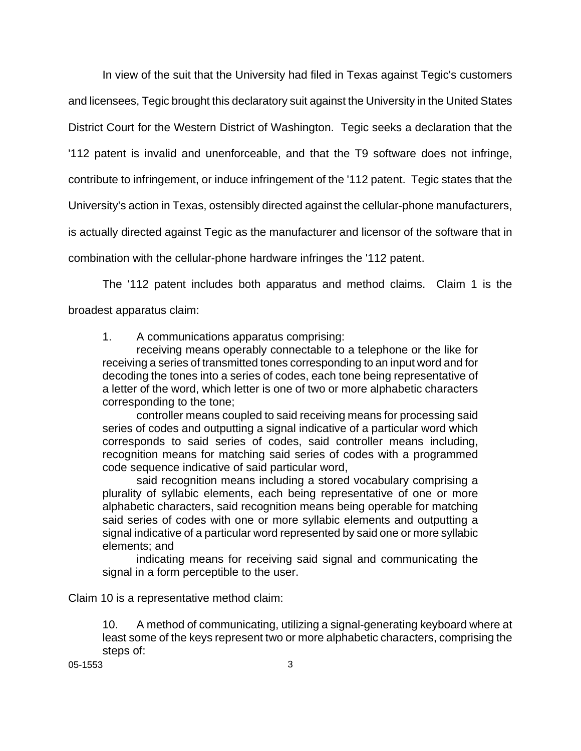In view of the suit that the University had filed in Texas against Tegic's customers and licensees, Tegic brought this declaratory suit against the University in the United States District Court for the Western District of Washington. Tegic seeks a declaration that the '112 patent is invalid and unenforceable, and that the T9 software does not infringe, contribute to infringement, or induce infringement of the '112 patent. Tegic states that the University's action in Texas, ostensibly directed against the cellular-phone manufacturers, is actually directed against Tegic as the manufacturer and licensor of the software that in combination with the cellular-phone hardware infringes the '112 patent.

The '112 patent includes both apparatus and method claims. Claim 1 is the broadest apparatus claim:

> 1. A communications apparatus comprising:
>
> receiving means operably connectable to a telephone or the like for receiving a series of transmitted tones corresponding to an input word and for decoding the tones into a series of codes, each tone being representative of a letter of the word, which letter is one of two or more alphabetic characters corresponding to the tone;
>
> controller means coupled to said receiving means for processing said series of codes and outputting a signal indicative of a particular word which corresponds to said series of codes, said controller means including, recognition means for matching said series of codes with a programmed code sequence indicative of said particular word,
>
> said recognition means including a stored vocabulary comprising a plurality of syllabic elements, each being representative of one or more alphabetic characters, said recognition means being operable for matching said series of codes with one or more syllabic elements and outputting a signal indicative of a particular word represented by said one or more syllabic elements; and
>
> indicating means for receiving said signal and communicating the signal in a form perceptible to the user.

Claim 10 is a representative method claim:

> 10. A method of communicating, utilizing a signal-generating keyboard where at least some of the keys represent two or more alphabetic characters, comprising the steps of: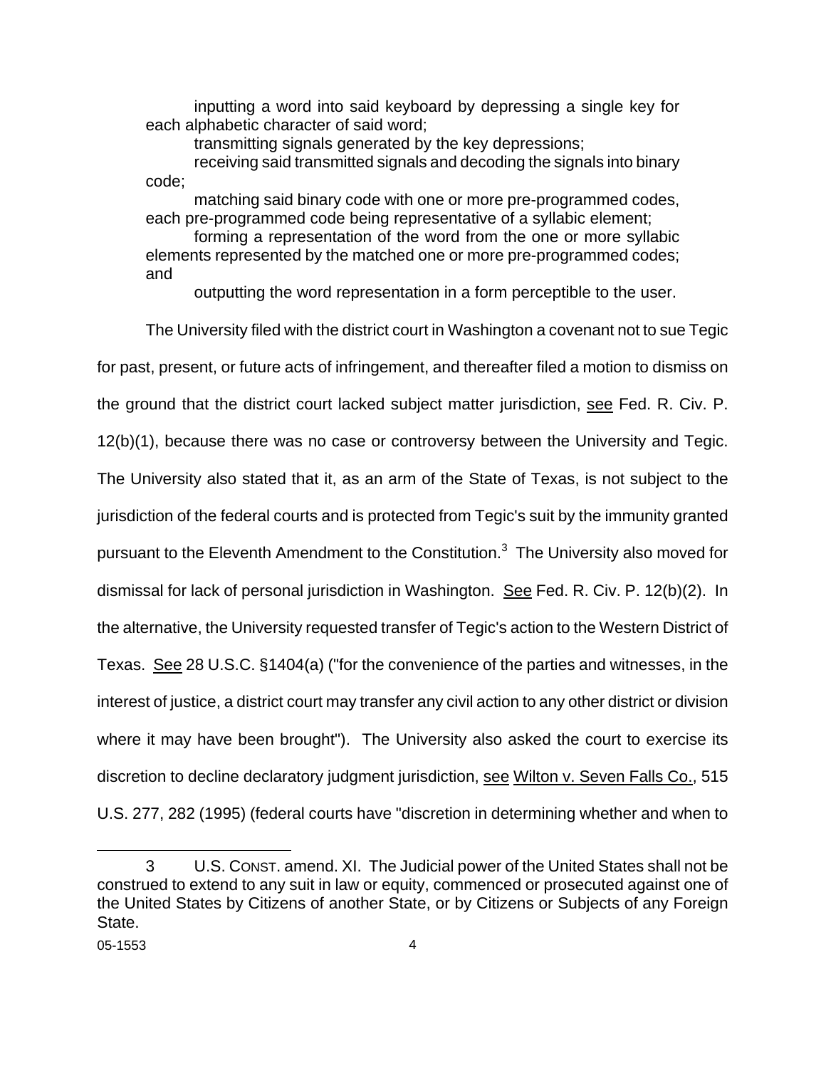inputting a word into said keyboard by depressing a single key for each alphabetic character of said word;

transmitting signals generated by the key depressions;

receiving said transmitted signals and decoding the signals into binary code;

matching said binary code with one or more pre-programmed codes, each pre-programmed code being representative of a syllabic element;

forming a representation of the word from the one or more syllabic elements represented by the matched one or more pre-programmed codes; and

outputting the word representation in a form perceptible to the user.

The University filed with the district court in Washington a covenant not to sue Tegic for past, present, or future acts of infringement, and thereafter filed a motion to dismiss on the ground that the district court lacked subject matter jurisdiction, see Fed. R. Civ. P. 12(b)(1), because there was no case or controversy between the University and Tegic. The University also stated that it, as an arm of the State of Texas, is not subject to the jurisdiction of the federal courts and is protected from Tegic's suit by the immunity granted pursuant to the Eleventh Amendment to the Constitution.[3] The University also moved for dismissal for lack of personal jurisdiction in Washington. See Fed. R. Civ. P. 12(b)(2). In the alternative, the University requested transfer of Tegic's action to the Western District of Texas. See 28 U.S.C. §1404(a) ("for the convenience of the parties and witnesses, in the interest of justice, a district court may transfer any civil action to any other district or division where it may have been brought"). The University also asked the court to exercise its discretion to decline declaratory judgment jurisdiction, see Wilton v. Seven Falls Co., 515 U.S. 277, 282 (1995) (federal courts have "discretion in determining whether and when to

---

[3] U.S. CONST. amend. XI. The Judicial power of the United States shall not be construed to extend to any suit in law or equity, commenced or prosecuted against one of the United States by Citizens of another State, or by Citizens or Subjects of any Foreign State.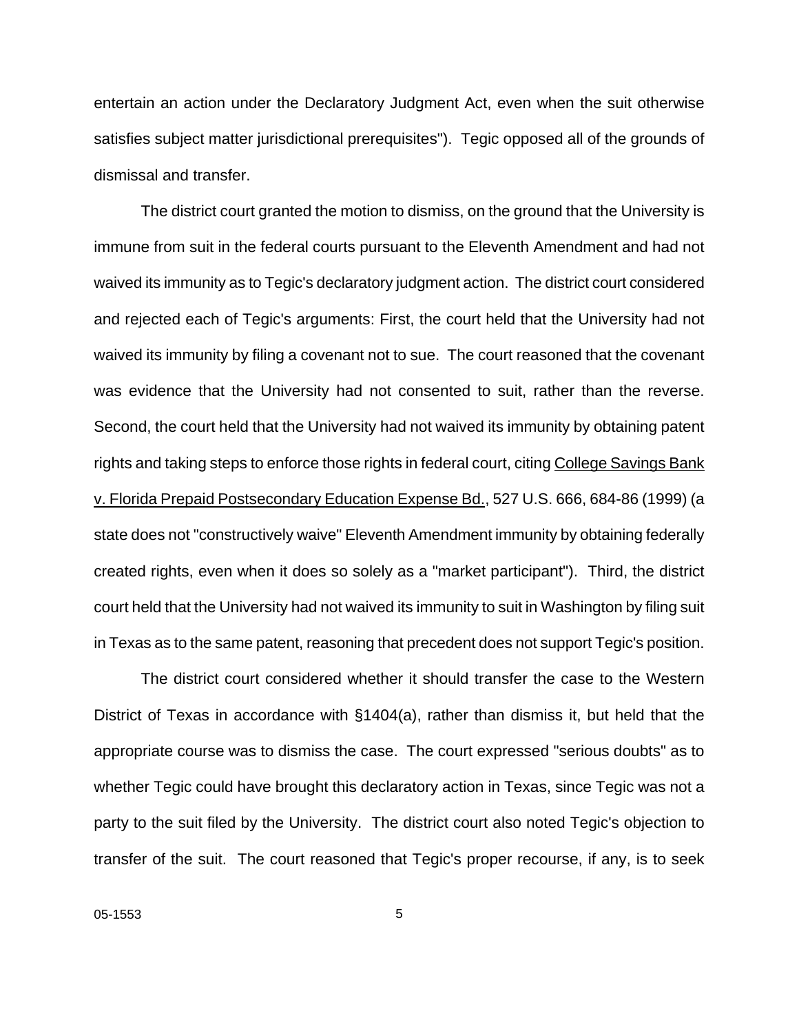entertain an action under the Declaratory Judgment Act, even when the suit otherwise satisfies subject matter jurisdictional prerequisites"). Tegic opposed all of the grounds of dismissal and transfer.

The district court granted the motion to dismiss, on the ground that the University is immune from suit in the federal courts pursuant to the Eleventh Amendment and had not waived its immunity as to Tegic's declaratory judgment action. The district court considered and rejected each of Tegic's arguments: First, the court held that the University had not waived its immunity by filing a covenant not to sue. The court reasoned that the covenant was evidence that the University had not consented to suit, rather than the reverse. Second, the court held that the University had not waived its immunity by obtaining patent rights and taking steps to enforce those rights in federal court, citing College Savings Bank v. Florida Prepaid Postsecondary Education Expense Bd., 527 U.S. 666, 684-86 (1999) (a state does not "constructively waive" Eleventh Amendment immunity by obtaining federally created rights, even when it does so solely as a "market participant"). Third, the district court held that the University had not waived its immunity to suit in Washington by filing suit in Texas as to the same patent, reasoning that precedent does not support Tegic's position.

The district court considered whether it should transfer the case to the Western District of Texas in accordance with §1404(a), rather than dismiss it, but held that the appropriate course was to dismiss the case. The court expressed "serious doubts" as to whether Tegic could have brought this declaratory action in Texas, since Tegic was not a party to the suit filed by the University. The district court also noted Tegic's objection to transfer of the suit. The court reasoned that Tegic's proper recourse, if any, is to seek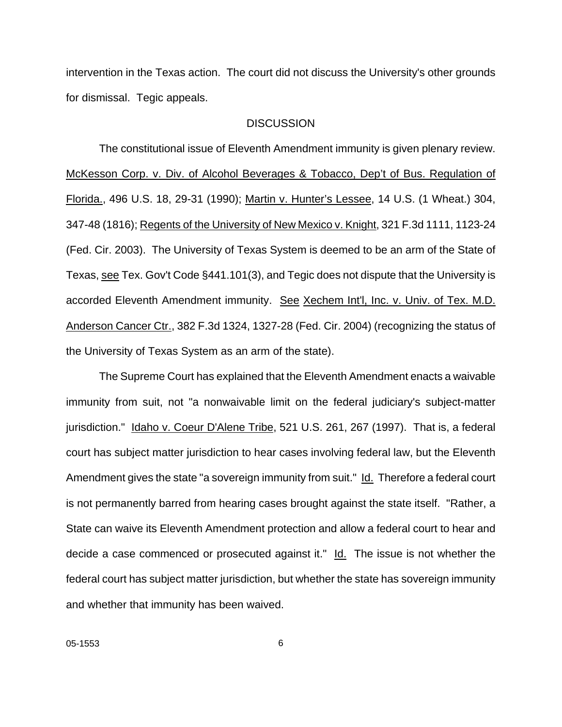intervention in the Texas action. The court did not discuss the University's other grounds for dismissal. Tegic appeals.

## DISCUSSION

The constitutional issue of Eleventh Amendment immunity is given plenary review. McKesson Corp. v. Div. of Alcohol Beverages & Tobacco, Dep't of Bus. Regulation of Florida., 496 U.S. 18, 29-31 (1990); Martin v. Hunter's Lessee, 14 U.S. (1 Wheat.) 304, 347-48 (1816); Regents of the University of New Mexico v. Knight, 321 F.3d 1111, 1123-24 (Fed. Cir. 2003). The University of Texas System is deemed to be an arm of the State of Texas, see Tex. Gov't Code §441.101(3), and Tegic does not dispute that the University is accorded Eleventh Amendment immunity. See Xechem Int'l, Inc. v. Univ. of Tex. M.D. Anderson Cancer Ctr., 382 F.3d 1324, 1327-28 (Fed. Cir. 2004) (recognizing the status of the University of Texas System as an arm of the state).

The Supreme Court has explained that the Eleventh Amendment enacts a waivable immunity from suit, not "a nonwaivable limit on the federal judiciary's subject-matter jurisdiction." Idaho v. Coeur D'Alene Tribe, 521 U.S. 261, 267 (1997). That is, a federal court has subject matter jurisdiction to hear cases involving federal law, but the Eleventh Amendment gives the state "a sovereign immunity from suit." Id. Therefore a federal court is not permanently barred from hearing cases brought against the state itself. "Rather, a State can waive its Eleventh Amendment protection and allow a federal court to hear and decide a case commenced or prosecuted against it." Id. The issue is not whether the federal court has subject matter jurisdiction, but whether the state has sovereign immunity and whether that immunity has been waived.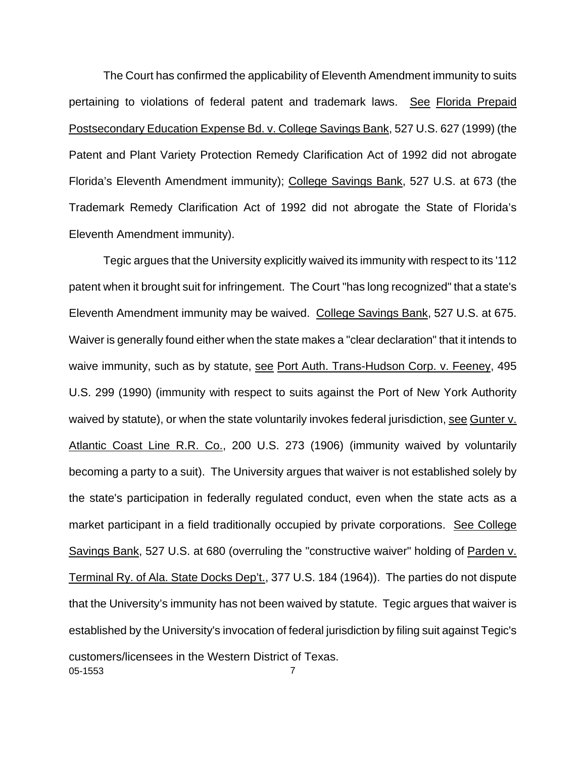The Court has confirmed the applicability of Eleventh Amendment immunity to suits pertaining to violations of federal patent and trademark laws. See Florida Prepaid Postsecondary Education Expense Bd. v. College Savings Bank, 527 U.S. 627 (1999) (the Patent and Plant Variety Protection Remedy Clarification Act of 1992 did not abrogate Florida's Eleventh Amendment immunity); College Savings Bank, 527 U.S. at 673 (the Trademark Remedy Clarification Act of 1992 did not abrogate the State of Florida's Eleventh Amendment immunity).

Tegic argues that the University explicitly waived its immunity with respect to its '112 patent when it brought suit for infringement. The Court "has long recognized" that a state's Eleventh Amendment immunity may be waived. College Savings Bank, 527 U.S. at 675. Waiver is generally found either when the state makes a "clear declaration" that it intends to waive immunity, such as by statute, see Port Auth. Trans-Hudson Corp. v. Feeney, 495 U.S. 299 (1990) (immunity with respect to suits against the Port of New York Authority waived by statute), or when the state voluntarily invokes federal jurisdiction, see Gunter v. Atlantic Coast Line R.R. Co., 200 U.S. 273 (1906) (immunity waived by voluntarily becoming a party to a suit). The University argues that waiver is not established solely by the state's participation in federally regulated conduct, even when the state acts as a market participant in a field traditionally occupied by private corporations. See College Savings Bank, 527 U.S. at 680 (overruling the "constructive waiver" holding of Parden v. Terminal Ry. of Ala. State Docks Dep't., 377 U.S. 184 (1964)). The parties do not dispute that the University's immunity has not been waived by statute. Tegic argues that waiver is established by the University's invocation of federal jurisdiction by filing suit against Tegic's customers/licensees in the Western District of Texas.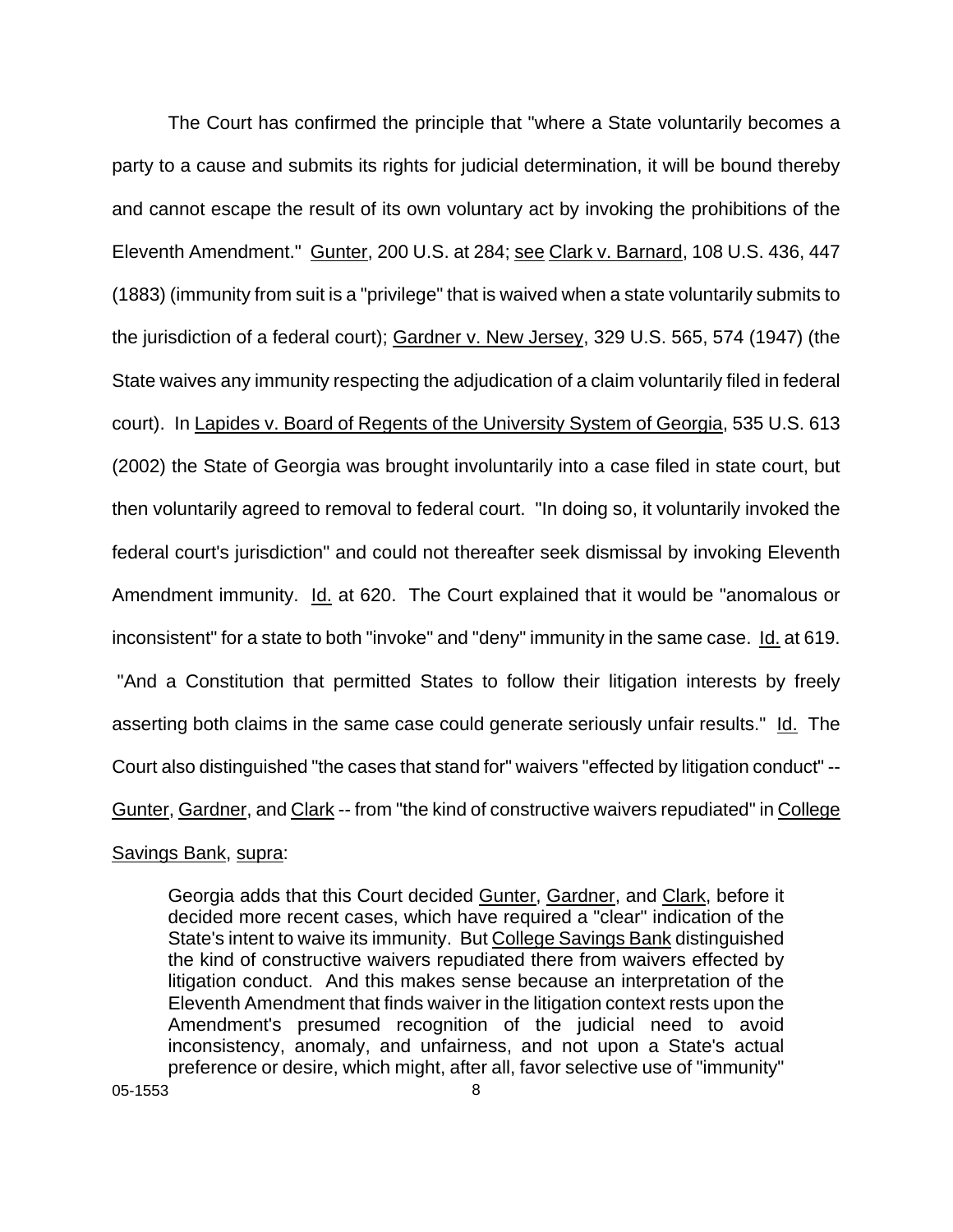The Court has confirmed the principle that "where a State voluntarily becomes a party to a cause and submits its rights for judicial determination, it will be bound thereby and cannot escape the result of its own voluntary act by invoking the prohibitions of the Eleventh Amendment." Gunter, 200 U.S. at 284; see Clark v. Barnard, 108 U.S. 436, 447 (1883) (immunity from suit is a "privilege" that is waived when a state voluntarily submits to the jurisdiction of a federal court); Gardner v. New Jersey, 329 U.S. 565, 574 (1947) (the State waives any immunity respecting the adjudication of a claim voluntarily filed in federal court). In Lapides v. Board of Regents of the University System of Georgia, 535 U.S. 613 (2002) the State of Georgia was brought involuntarily into a case filed in state court, but then voluntarily agreed to removal to federal court. "In doing so, it voluntarily invoked the federal court's jurisdiction" and could not thereafter seek dismissal by invoking Eleventh Amendment immunity. Id. at 620. The Court explained that it would be "anomalous or inconsistent" for a state to both "invoke" and "deny" immunity in the same case. Id. at 619. "And a Constitution that permitted States to follow their litigation interests by freely asserting both claims in the same case could generate seriously unfair results." Id. The Court also distinguished "the cases that stand for" waivers "effected by litigation conduct" -- Gunter, Gardner, and Clark -- from "the kind of constructive waivers repudiated" in College Savings Bank, supra:

> Georgia adds that this Court decided Gunter, Gardner, and Clark, before it decided more recent cases, which have required a "clear" indication of the State's intent to waive its immunity. But College Savings Bank distinguished the kind of constructive waivers repudiated there from waivers effected by litigation conduct. And this makes sense because an interpretation of the Eleventh Amendment that finds waiver in the litigation context rests upon the Amendment's presumed recognition of the judicial need to avoid inconsistency, anomaly, and unfairness, and not upon a State's actual preference or desire, which might, after all, favor selective use of "immunity"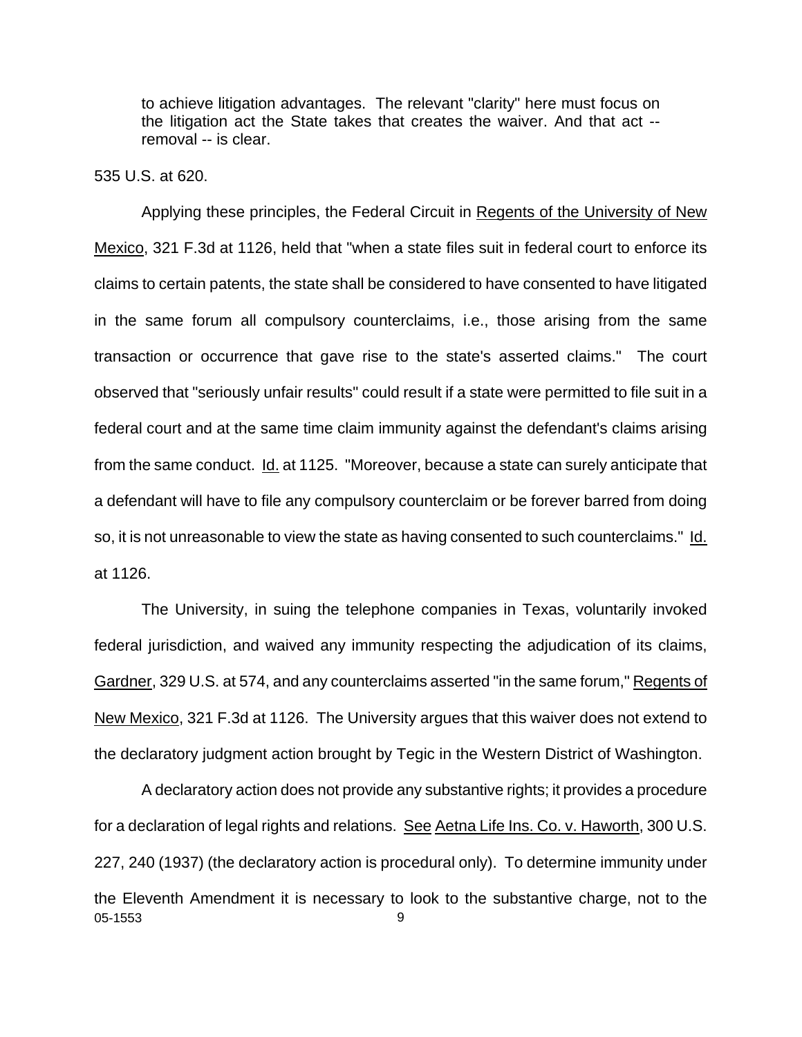> to achieve litigation advantages. The relevant "clarity" here must focus on the litigation act the State takes that creates the waiver. And that act -- removal -- is clear.

535 U.S. at 620.

Applying these principles, the Federal Circuit in Regents of the University of New Mexico, 321 F.3d at 1126, held that "when a state files suit in federal court to enforce its claims to certain patents, the state shall be considered to have consented to have litigated in the same forum all compulsory counterclaims, i.e., those arising from the same transaction or occurrence that gave rise to the state's asserted claims." The court observed that "seriously unfair results" could result if a state were permitted to file suit in a federal court and at the same time claim immunity against the defendant's claims arising from the same conduct. Id. at 1125. "Moreover, because a state can surely anticipate that a defendant will have to file any compulsory counterclaim or be forever barred from doing so, it is not unreasonable to view the state as having consented to such counterclaims." Id. at 1126.

The University, in suing the telephone companies in Texas, voluntarily invoked federal jurisdiction, and waived any immunity respecting the adjudication of its claims, Gardner, 329 U.S. at 574, and any counterclaims asserted "in the same forum," Regents of New Mexico, 321 F.3d at 1126. The University argues that this waiver does not extend to the declaratory judgment action brought by Tegic in the Western District of Washington.

A declaratory action does not provide any substantive rights; it provides a procedure for a declaration of legal rights and relations. See Aetna Life Ins. Co. v. Haworth, 300 U.S. 227, 240 (1937) (the declaratory action is procedural only). To determine immunity under the Eleventh Amendment it is necessary to look to the substantive charge, not to the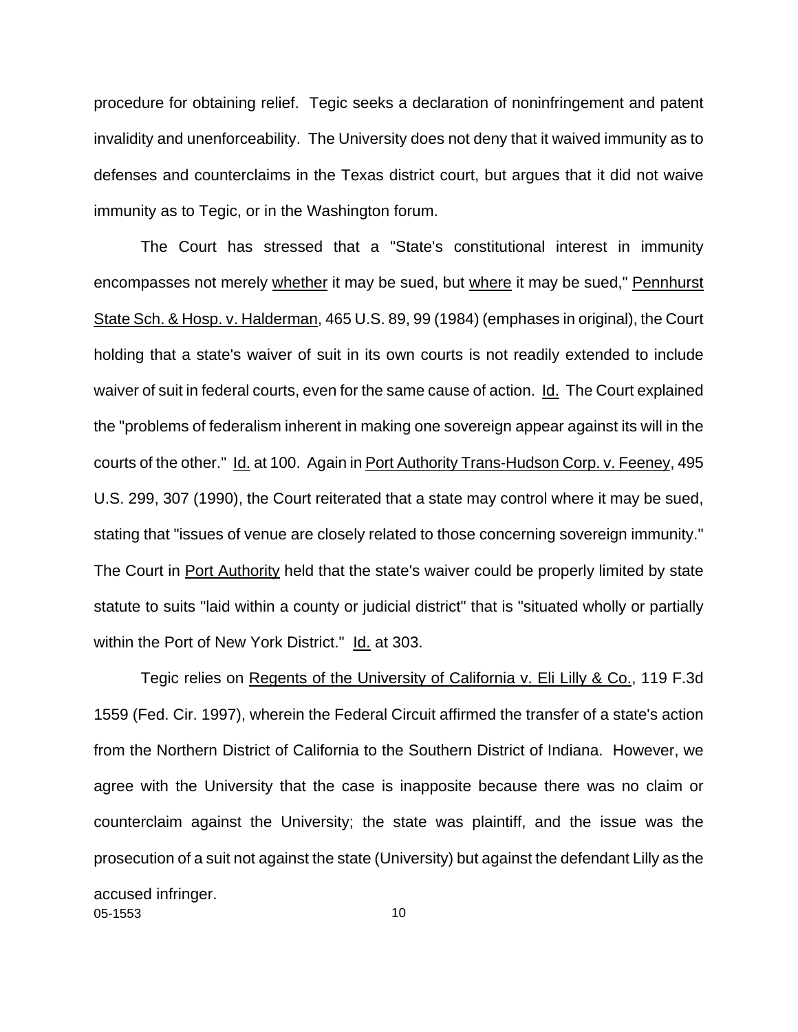procedure for obtaining relief. Tegic seeks a declaration of noninfringement and patent invalidity and unenforceability. The University does not deny that it waived immunity as to defenses and counterclaims in the Texas district court, but argues that it did not waive immunity as to Tegic, or in the Washington forum.

The Court has stressed that a "State's constitutional interest in immunity encompasses not merely whether it may be sued, but where it may be sued," Pennhurst State Sch. & Hosp. v. Halderman, 465 U.S. 89, 99 (1984) (emphases in original), the Court holding that a state's waiver of suit in its own courts is not readily extended to include waiver of suit in federal courts, even for the same cause of action. Id. The Court explained the "problems of federalism inherent in making one sovereign appear against its will in the courts of the other." Id. at 100. Again in Port Authority Trans-Hudson Corp. v. Feeney, 495 U.S. 299, 307 (1990), the Court reiterated that a state may control where it may be sued, stating that "issues of venue are closely related to those concerning sovereign immunity." The Court in Port Authority held that the state's waiver could be properly limited by state statute to suits "laid within a county or judicial district" that is "situated wholly or partially within the Port of New York District." Id. at 303.

Tegic relies on Regents of the University of California v. Eli Lilly & Co., 119 F.3d 1559 (Fed. Cir. 1997), wherein the Federal Circuit affirmed the transfer of a state's action from the Northern District of California to the Southern District of Indiana. However, we agree with the University that the case is inapposite because there was no claim or counterclaim against the University; the state was plaintiff, and the issue was the prosecution of a suit not against the state (University) but against the defendant Lilly as the accused infringer.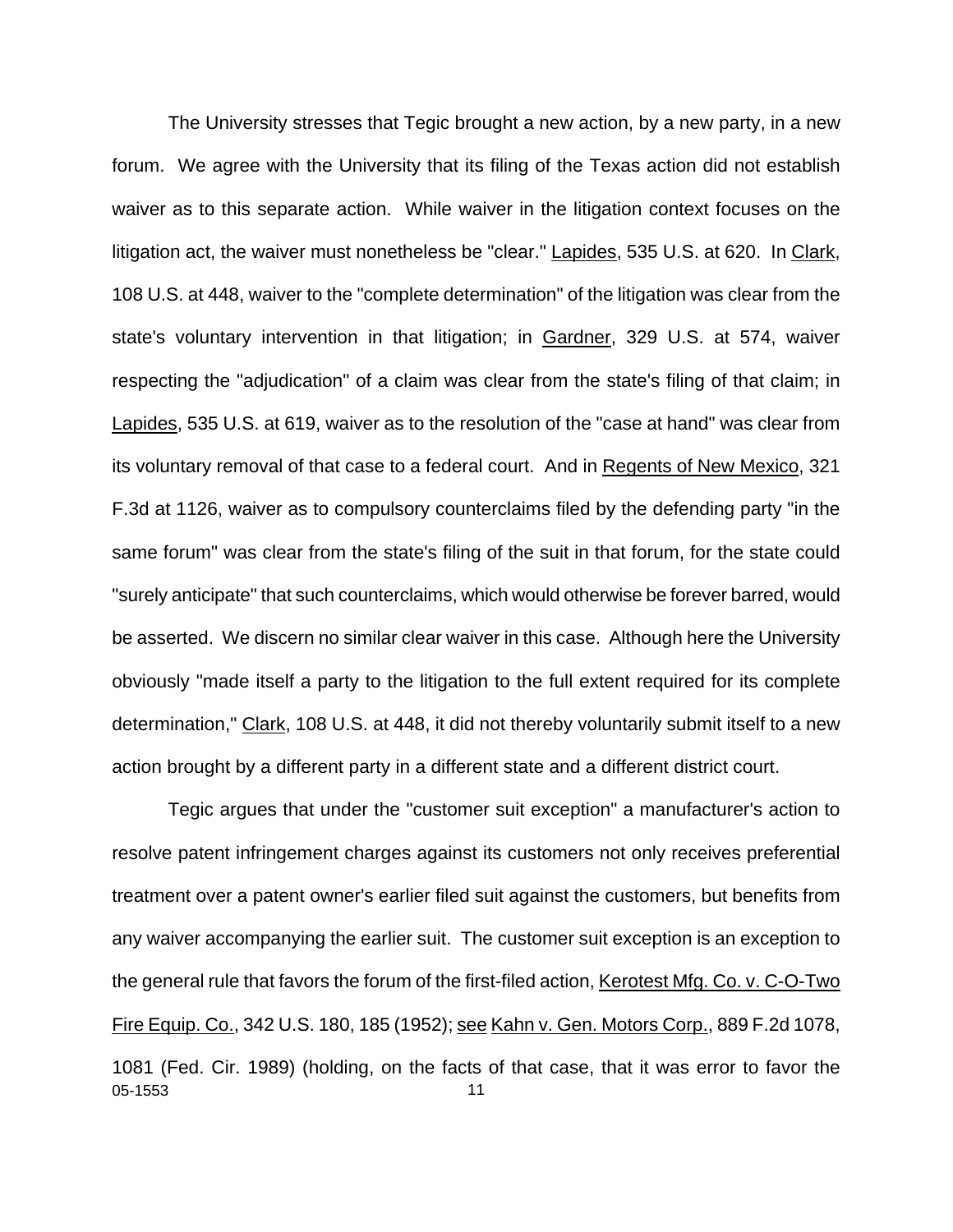The University stresses that Tegic brought a new action, by a new party, in a new forum. We agree with the University that its filing of the Texas action did not establish waiver as to this separate action. While waiver in the litigation context focuses on the litigation act, the waiver must nonetheless be "clear." Lapides, 535 U.S. at 620. In Clark, 108 U.S. at 448, waiver to the "complete determination" of the litigation was clear from the state's voluntary intervention in that litigation; in Gardner, 329 U.S. at 574, waiver respecting the "adjudication" of a claim was clear from the state's filing of that claim; in Lapides, 535 U.S. at 619, waiver as to the resolution of the "case at hand" was clear from its voluntary removal of that case to a federal court. And in Regents of New Mexico, 321 F.3d at 1126, waiver as to compulsory counterclaims filed by the defending party "in the same forum" was clear from the state's filing of the suit in that forum, for the state could "surely anticipate" that such counterclaims, which would otherwise be forever barred, would be asserted. We discern no similar clear waiver in this case. Although here the University obviously "made itself a party to the litigation to the full extent required for its complete determination," Clark, 108 U.S. at 448, it did not thereby voluntarily submit itself to a new action brought by a different party in a different state and a different district court.

Tegic argues that under the "customer suit exception" a manufacturer's action to resolve patent infringement charges against its customers not only receives preferential treatment over a patent owner's earlier filed suit against the customers, but benefits from any waiver accompanying the earlier suit. The customer suit exception is an exception to the general rule that favors the forum of the first-filed action, Kerotest Mfg. Co. v. C-O-Two Fire Equip. Co., 342 U.S. 180, 185 (1952); see Kahn v. Gen. Motors Corp., 889 F.2d 1078, 1081 (Fed. Cir. 1989) (holding, on the facts of that case, that it was error to favor the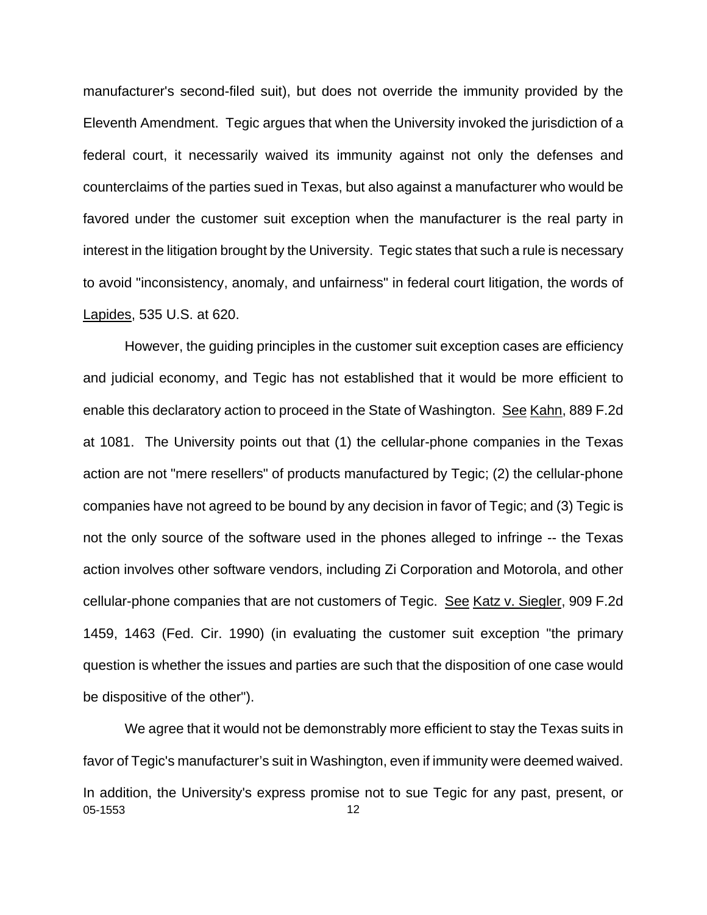manufacturer's second-filed suit), but does not override the immunity provided by the Eleventh Amendment. Tegic argues that when the University invoked the jurisdiction of a federal court, it necessarily waived its immunity against not only the defenses and counterclaims of the parties sued in Texas, but also against a manufacturer who would be favored under the customer suit exception when the manufacturer is the real party in interest in the litigation brought by the University. Tegic states that such a rule is necessary to avoid "inconsistency, anomaly, and unfairness" in federal court litigation, the words of Lapides, 535 U.S. at 620.

However, the guiding principles in the customer suit exception cases are efficiency and judicial economy, and Tegic has not established that it would be more efficient to enable this declaratory action to proceed in the State of Washington. See Kahn, 889 F.2d at 1081. The University points out that (1) the cellular-phone companies in the Texas action are not "mere resellers" of products manufactured by Tegic; (2) the cellular-phone companies have not agreed to be bound by any decision in favor of Tegic; and (3) Tegic is not the only source of the software used in the phones alleged to infringe -- the Texas action involves other software vendors, including Zi Corporation and Motorola, and other cellular-phone companies that are not customers of Tegic. See Katz v. Siegler, 909 F.2d 1459, 1463 (Fed. Cir. 1990) (in evaluating the customer suit exception "the primary question is whether the issues and parties are such that the disposition of one case would be dispositive of the other").

We agree that it would not be demonstrably more efficient to stay the Texas suits in favor of Tegic's manufacturer's suit in Washington, even if immunity were deemed waived. In addition, the University's express promise not to sue Tegic for any past, present, or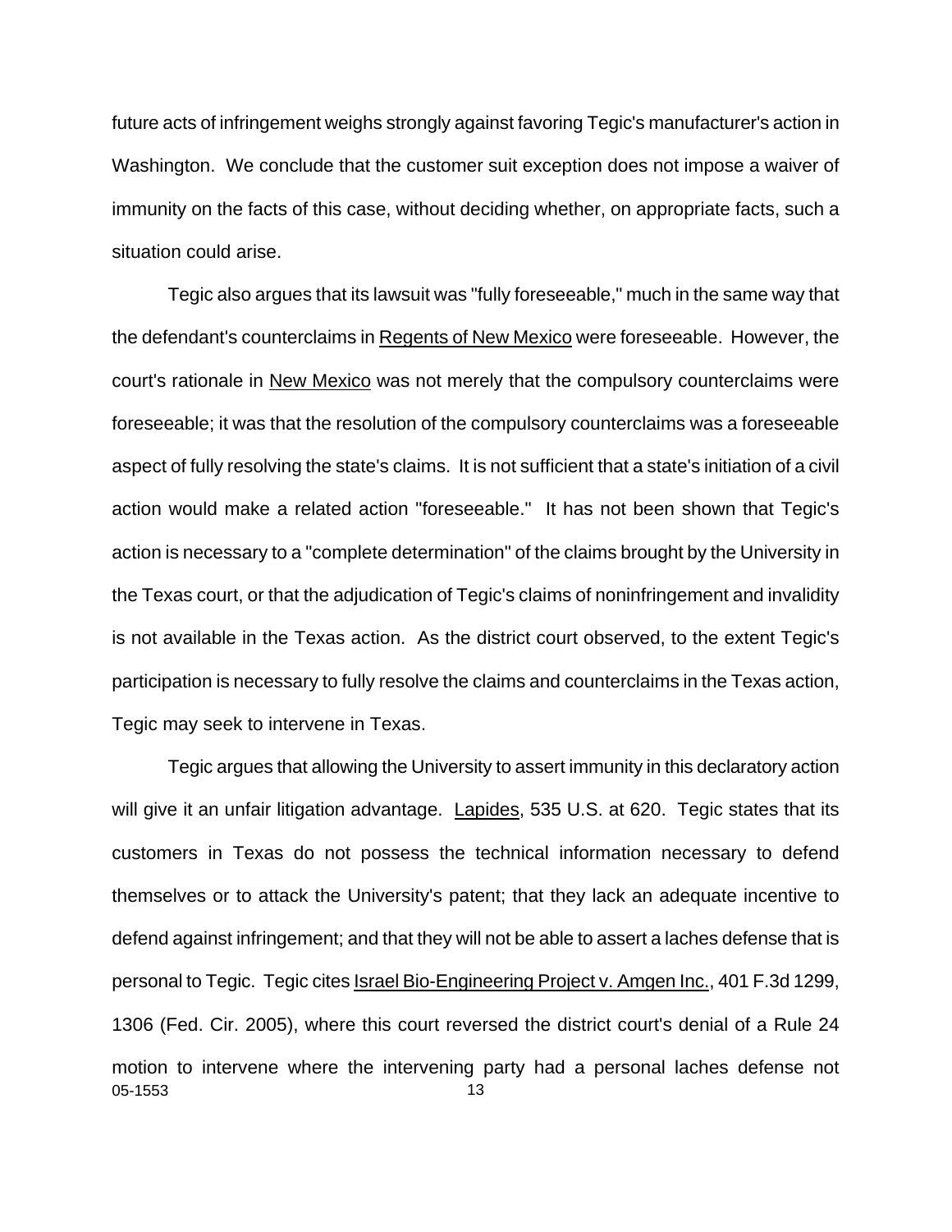future acts of infringement weighs strongly against favoring Tegic's manufacturer's action in Washington. We conclude that the customer suit exception does not impose a waiver of immunity on the facts of this case, without deciding whether, on appropriate facts, such a situation could arise.

Tegic also argues that its lawsuit was "fully foreseeable," much in the same way that the defendant's counterclaims in Regents of New Mexico were foreseeable. However, the court's rationale in New Mexico was not merely that the compulsory counterclaims were foreseeable; it was that the resolution of the compulsory counterclaims was a foreseeable aspect of fully resolving the state's claims. It is not sufficient that a state's initiation of a civil action would make a related action "foreseeable." It has not been shown that Tegic's action is necessary to a "complete determination" of the claims brought by the University in the Texas court, or that the adjudication of Tegic's claims of noninfringement and invalidity is not available in the Texas action. As the district court observed, to the extent Tegic's participation is necessary to fully resolve the claims and counterclaims in the Texas action, Tegic may seek to intervene in Texas.

Tegic argues that allowing the University to assert immunity in this declaratory action will give it an unfair litigation advantage. Lapides, 535 U.S. at 620. Tegic states that its customers in Texas do not possess the technical information necessary to defend themselves or to attack the University's patent; that they lack an adequate incentive to defend against infringement; and that they will not be able to assert a laches defense that is personal to Tegic. Tegic cites Israel Bio-Engineering Project v. Amgen Inc., 401 F.3d 1299, 1306 (Fed. Cir. 2005), where this court reversed the district court's denial of a Rule 24 motion to intervene where the intervening party had a personal laches defense not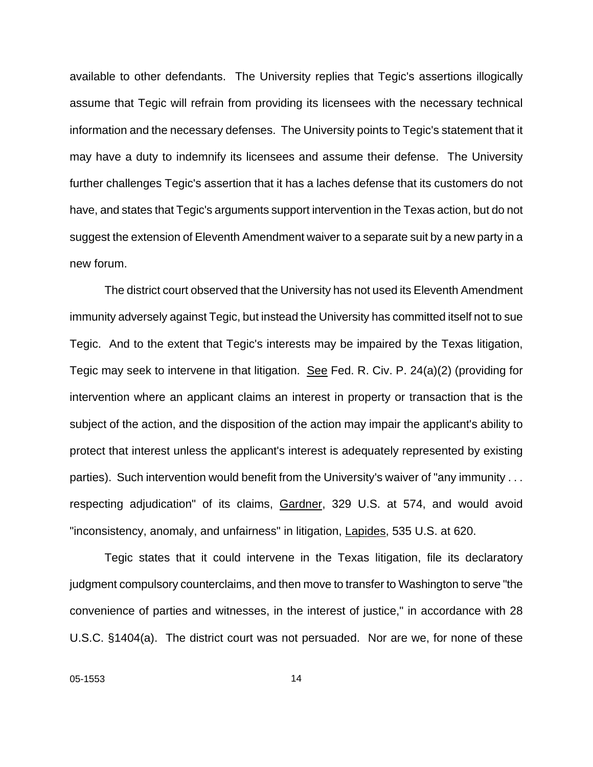available to other defendants. The University replies that Tegic's assertions illogically assume that Tegic will refrain from providing its licensees with the necessary technical information and the necessary defenses. The University points to Tegic's statement that it may have a duty to indemnify its licensees and assume their defense. The University further challenges Tegic's assertion that it has a laches defense that its customers do not have, and states that Tegic's arguments support intervention in the Texas action, but do not suggest the extension of Eleventh Amendment waiver to a separate suit by a new party in a new forum.

The district court observed that the University has not used its Eleventh Amendment immunity adversely against Tegic, but instead the University has committed itself not to sue Tegic. And to the extent that Tegic's interests may be impaired by the Texas litigation, Tegic may seek to intervene in that litigation. See Fed. R. Civ. P. 24(a)(2) (providing for intervention where an applicant claims an interest in property or transaction that is the subject of the action, and the disposition of the action may impair the applicant's ability to protect that interest unless the applicant's interest is adequately represented by existing parties). Such intervention would benefit from the University's waiver of "any immunity . . . respecting adjudication" of its claims, Gardner, 329 U.S. at 574, and would avoid "inconsistency, anomaly, and unfairness" in litigation, Lapides, 535 U.S. at 620.

Tegic states that it could intervene in the Texas litigation, file its declaratory judgment compulsory counterclaims, and then move to transfer to Washington to serve "the convenience of parties and witnesses, in the interest of justice," in accordance with 28 U.S.C. §1404(a). The district court was not persuaded. Nor are we, for none of these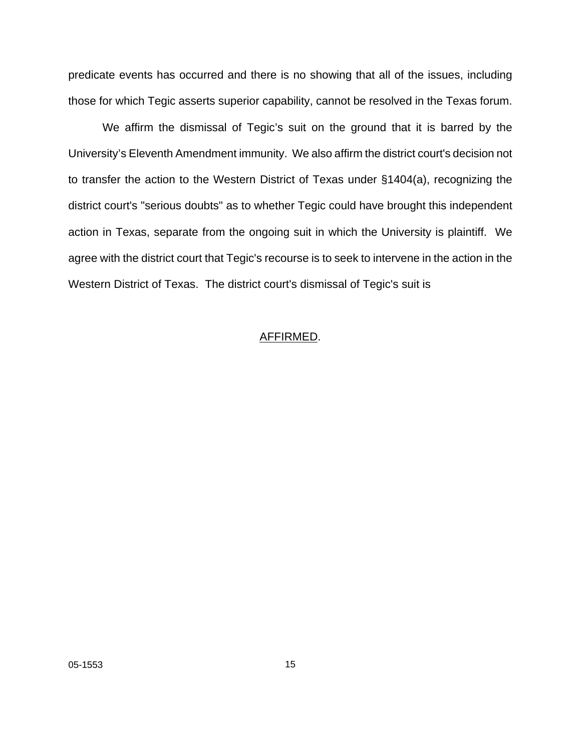predicate events has occurred and there is no showing that all of the issues, including those for which Tegic asserts superior capability, cannot be resolved in the Texas forum.

We affirm the dismissal of Tegic's suit on the ground that it is barred by the University's Eleventh Amendment immunity. We also affirm the district court's decision not to transfer the action to the Western District of Texas under §1404(a), recognizing the district court's "serious doubts" as to whether Tegic could have brought this independent action in Texas, separate from the ongoing suit in which the University is plaintiff. We agree with the district court that Tegic's recourse is to seek to intervene in the action in the Western District of Texas. The district court's dismissal of Tegic's suit is

AFFIRMED.